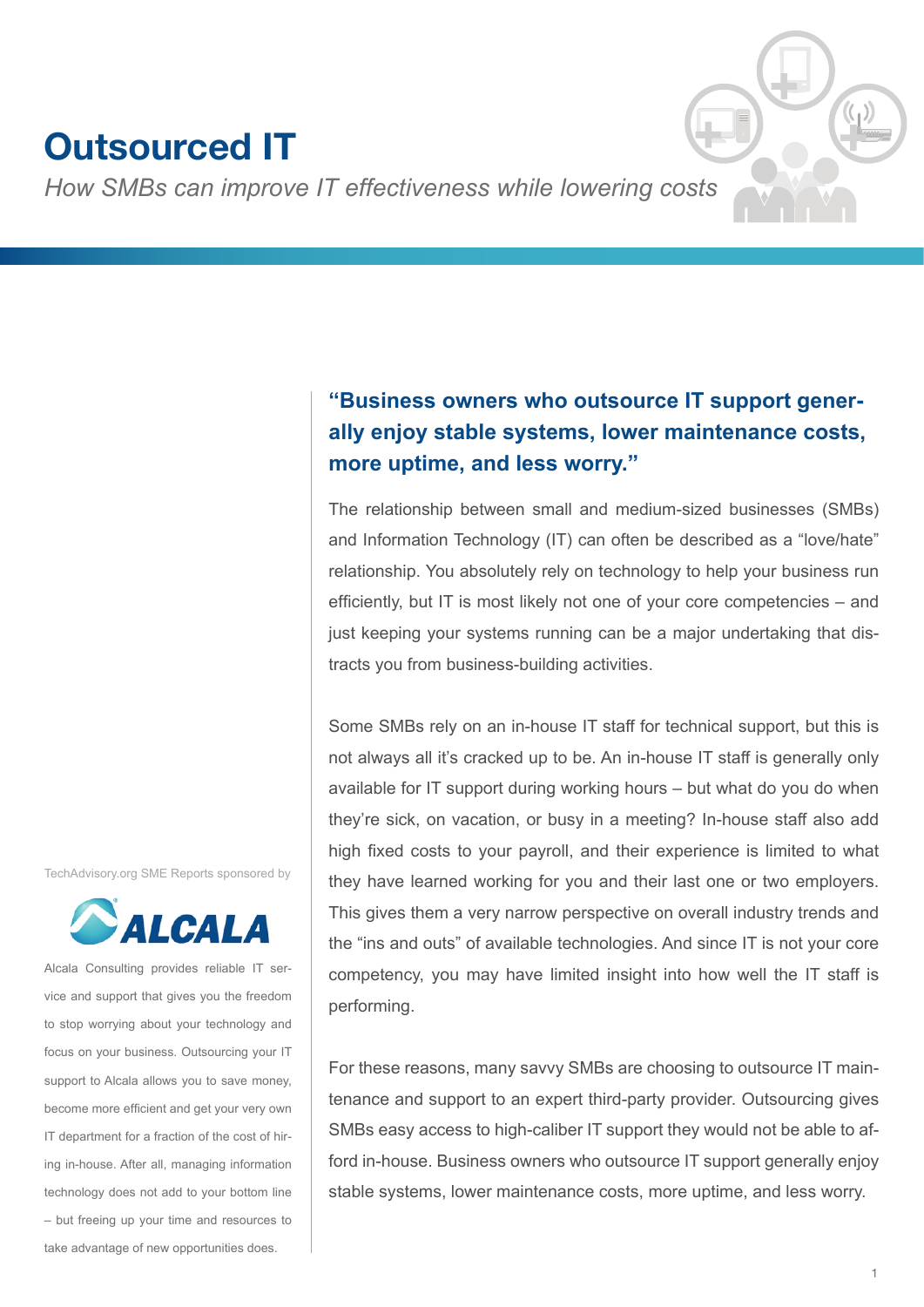# Outsourced IT

*How SMBs can improve IT effectiveness while lowering costs*

**"Business owners who outsource IT support generally enjoy stable systems, lower maintenance costs, more uptime, and less worry."**

The relationship between small and medium-sized businesses (SMBs) and Information Technology (IT) can often be described as a "love/hate" relationship. You absolutely rely on technology to help your business run efficiently, but IT is most likely not one of your core competencies – and just keeping your systems running can be a major undertaking that distracts you from business-building activities.

Some SMBs rely on an in-house IT staff for technical support, but this is not always all it's cracked up to be. An in-house IT staff is generally only available for IT support during working hours – but what do you do when they're sick, on vacation, or busy in a meeting? In-house staff also add high fixed costs to your payroll, and their experience is limited to what they have learned working for you and their last one or two employers. This gives them a very narrow perspective on overall industry trends and the "ins and outs" of available technologies. And since IT is not your core competency, you may have limited insight into how well the IT staff is performing.

For these reasons, many savvy SMBs are choosing to outsource IT maintenance and support to an expert third-party provider. Outsourcing gives SMBs easy access to high-caliber IT support they would not be able to afford in-house. Business owners who outsource IT support generally enjoy stable systems, lower maintenance costs, more uptime, and less worry.

TechAdvisory.org SME Reports sponsored by

**ALCALA**

Alcala Consulting provides reliable IT service and support that gives you the freedom to stop worrying about your technology and focus on your business. Outsourcing your IT support to Alcala allows you to save money, become more efficient and get your very own IT department for a fraction of the cost of hiring in-house. After all, managing information technology does not add to your bottom line – but freeing up your time and resources to take advantage of new opportunities does.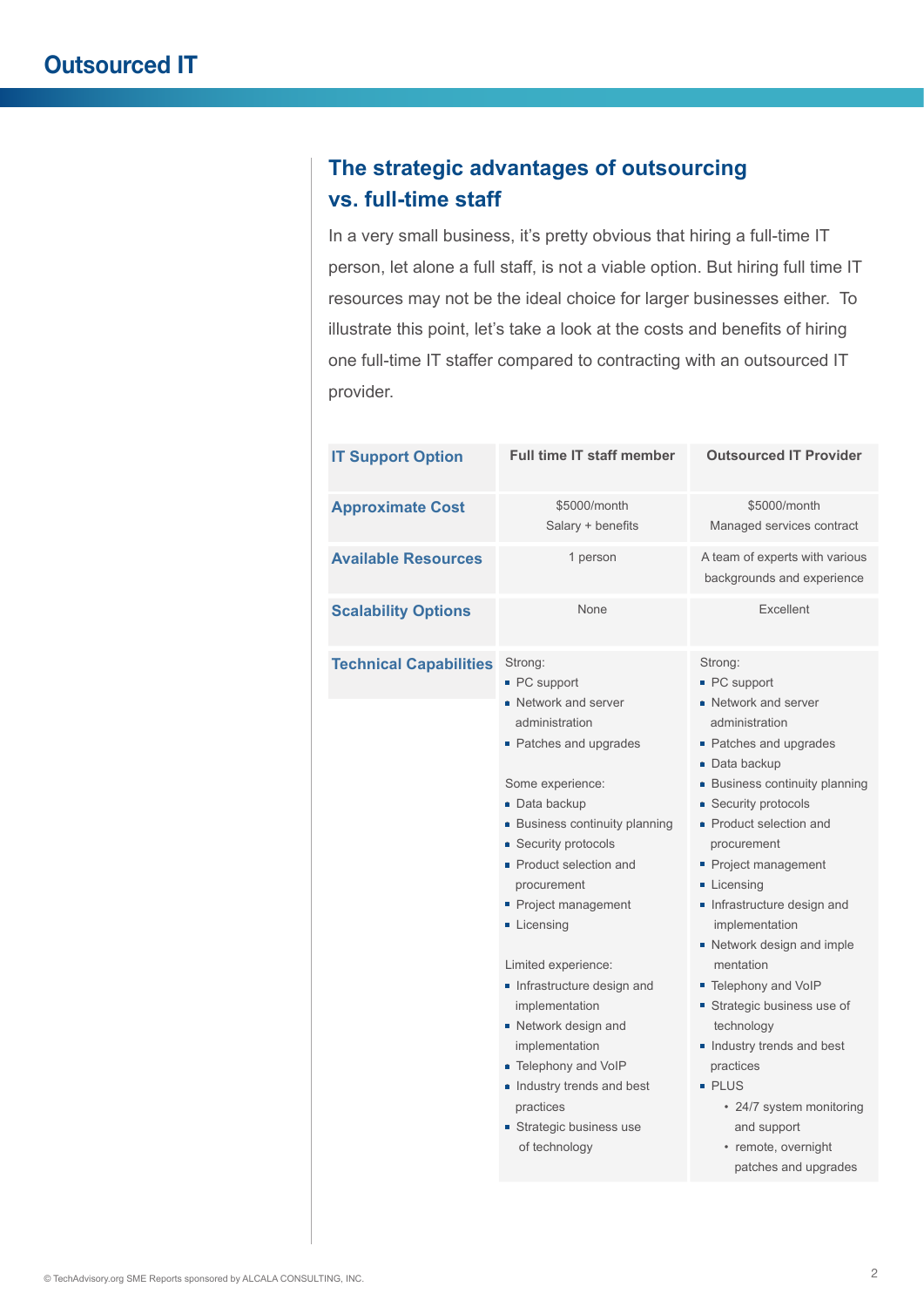## The strategic advantages of outsourcing vs. full-time staff

In a very small business, it's pretty obvious that hiring a full-time IT person, let alone a full staff, is not a viable option. But hiring full time IT resources may not be the ideal choice for larger businesses either. To illustrate this point, let's take a look at the costs and benefits of hiring one full-time IT staffer compared to contracting with an outsourced IT provider.

| IT Support Option | Full time IT staff member | Outsourced IT Provider |
|---|---|---|
| **Approximate Cost** | $5000/month<br>Salary + benefits | $5000/month<br>Managed services contract |
| **Available Resources** | 1 person | A team of experts with various backgrounds and experience |
| **Scalability Options** | None | Excellent |
| **Technical Capabilities** | Strong:<br>▪ PC support<br>▪ Network and server administration<br>▪ Patches and upgrades<br><br>Some experience:<br>▪ Data backup<br>▪ Business continuity planning<br>▪ Security protocols<br>▪ Product selection and procurement<br>▪ Project management<br>▪ Licensing<br><br>Limited experience:<br>▪ Infrastructure design and implementation<br>▪ Network design and implementation<br>▪ Telephony and VoIP<br>▪ Industry trends and best practices<br>▪ Strategic business use of technology | Strong:<br>▪ PC support<br>▪ Network and server administration<br>▪ Patches and upgrades<br>▪ Data backup<br>▪ Business continuity planning<br>▪ Security protocols<br>▪ Product selection and procurement<br>▪ Project management<br>▪ Licensing<br>▪ Infrastructure design and implementation<br>▪ Network design and imple mentation<br>▪ Telephony and VoIP<br>▪ Strategic business use of technology<br>▪ Industry trends and best practices<br>▪ PLUS<br>• 24/7 system monitoring and support<br>• remote, overnight patches and upgrades |

© TechAdvisory.org SME Reports sponsored by ALCALA CONSULTING, INC.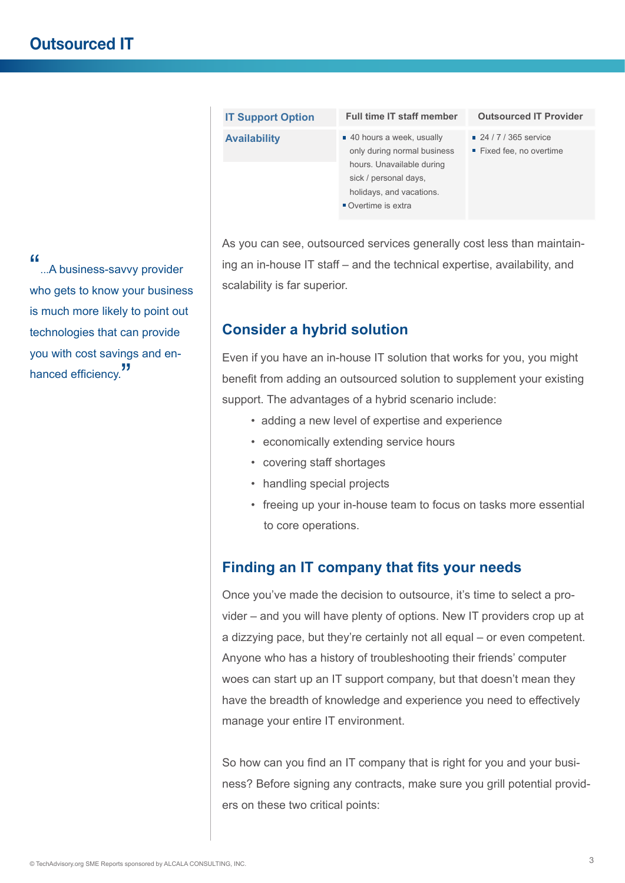# Outsourced IT

| IT Support Option | Full time IT staff member | Outsourced IT Provider |
|---|---|---|
| Availability | ▪ 40 hours a week, usually only during normal business hours. Unavailable during sick / personal days, holidays, and vacations.<br>▪ Overtime is extra | ▪ 24 / 7 / 365 service<br>▪ Fixed fee, no overtime |

> "...A business-savvy provider who gets to know your business is much more likely to point out technologies that can provide you with cost savings and enhanced efficiency."

As you can see, outsourced services generally cost less than maintaining an in-house IT staff – and the technical expertise, availability, and scalability is far superior.

## Consider a hybrid solution

Even if you have an in-house IT solution that works for you, you might benefit from adding an outsourced solution to supplement your existing support. The advantages of a hybrid scenario include:

- adding a new level of expertise and experience
- economically extending service hours
- covering staff shortages
- handling special projects
- freeing up your in-house team to focus on tasks more essential to core operations.

## Finding an IT company that fits your needs

Once you've made the decision to outsource, it's time to select a provider – and you will have plenty of options. New IT providers crop up at a dizzying pace, but they're certainly not all equal – or even competent. Anyone who has a history of troubleshooting their friends' computer woes can start up an IT support company, but that doesn't mean they have the breadth of knowledge and experience you need to effectively manage your entire IT environment.

So how can you find an IT company that is right for you and your business? Before signing any contracts, make sure you grill potential providers on these two critical points: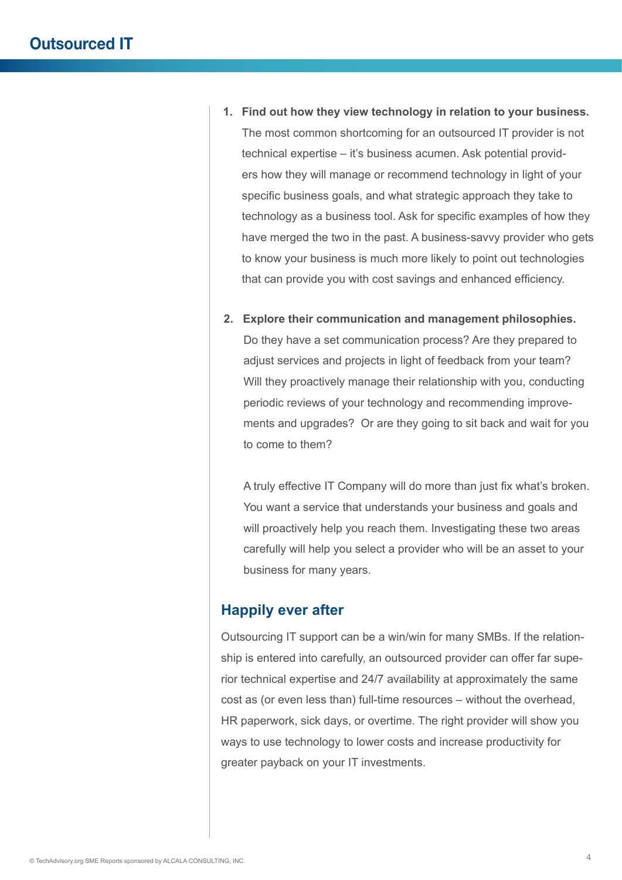1. **Find out how they view technology in relation to your business.** The most common shortcoming for an outsourced IT provider is not technical expertise – it's business acumen. Ask potential providers how they will manage or recommend technology in light of your specific business goals, and what strategic approach they take to technology as a business tool. Ask for specific examples of how they have merged the two in the past. A business-savvy provider who gets to know your business is much more likely to point out technologies that can provide you with cost savings and enhanced efficiency.

2. **Explore their communication and management philosophies.** Do they have a set communication process? Are they prepared to adjust services and projects in light of feedback from your team? Will they proactively manage their relationship with you, conducting periodic reviews of your technology and recommending improvements and upgrades? Or are they going to sit back and wait for you to come to them?

   A truly effective IT Company will do more than just fix what's broken. You want a service that understands your business and goals and will proactively help you reach them. Investigating these two areas carefully will help you select a provider who will be an asset to your business for many years.

## Happily ever after

Outsourcing IT support can be a win/win for many SMBs. If the relationship is entered into carefully, an outsourced provider can offer far superior technical expertise and 24/7 availability at approximately the same cost as (or even less than) full-time resources – without the overhead, HR paperwork, sick days, or overtime. The right provider will show you ways to use technology to lower costs and increase productivity for greater payback on your IT investments.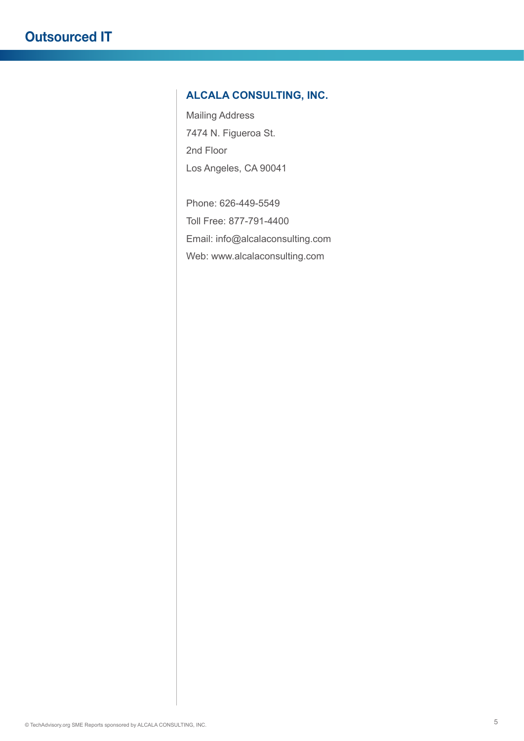## ALCALA CONSULTING, INC.

Mailing Address

7474 N. Figueroa St.

2nd Floor

Los Angeles, CA 90041

Phone: 626-449-5549

Toll Free: 877-791-4400

Email: info@alcalaconsulting.com

Web: www.alcalaconsulting.com